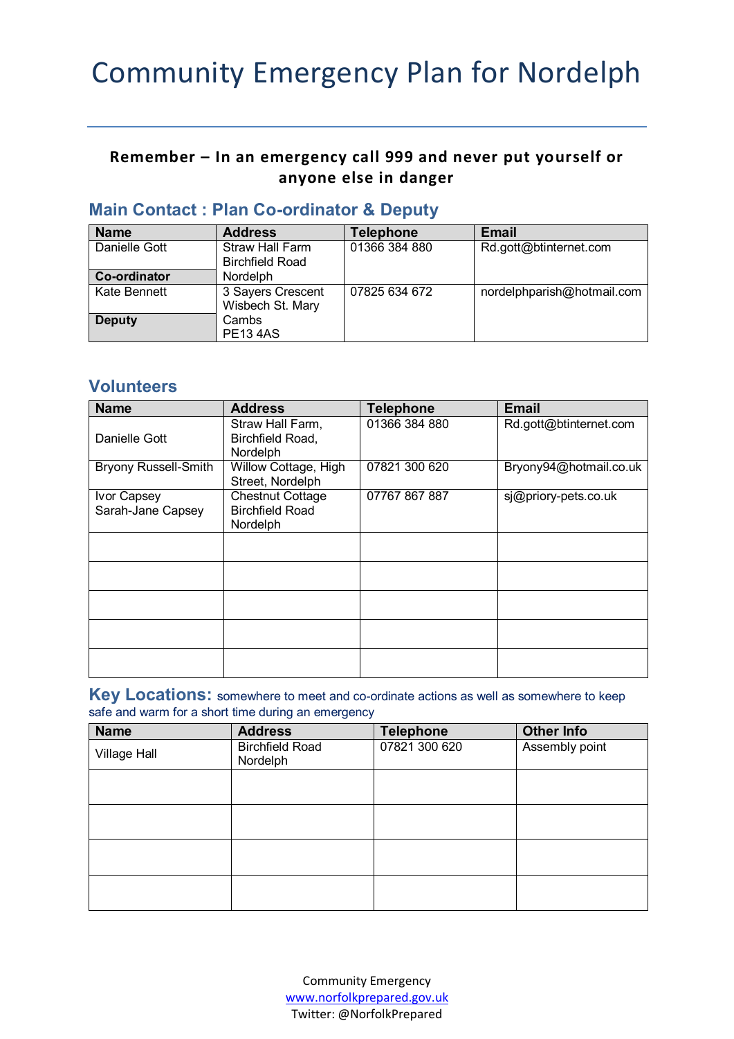# Community Emergency Plan for Nordelph

**Remember – In an emergency call 999 and never put yourself or anyone else in danger**

## Main Contact : Plan Co-ordinator & Deputy

| Name | Address | Telephone | Email |
|---|---|---|---|
| Danielle Gott<br>**Co-ordinator** | Straw Hall Farm<br>Birchfield Road<br>Nordelph | 01366 384 880 | Rd.gott@btinternet.com |
| Kate Bennett<br>**Deputy** | 3 Sayers Crescent<br>Wisbech St. Mary<br>Cambs<br>PE13 4AS | 07825 634 672 | nordelphparish@hotmail.com |

## Volunteers

| Name | Address | Telephone | Email |
|---|---|---|---|
| Danielle Gott | Straw Hall Farm, Birchfield Road, Nordelph | 01366 384 880 | Rd.gott@btinternet.com |
| Bryony Russell-Smith | Willow Cottage, High Street, Nordelph | 07821 300 620 | Bryony94@hotmail.co.uk |
| Ivor Capsey<br>Sarah-Jane Capsey | Chestnut Cottage<br>Birchfield Road<br>Nordelph | 07767 867 887 | sj@priory-pets.co.uk |
| | | | |
| | | | |
| | | | |
| | | | |
| | | | |

## Key Locations: somewhere to meet and co-ordinate actions as well as somewhere to keep safe and warm for a short time during an emergency

| Name | Address | Telephone | Other Info |
|---|---|---|---|
| Village Hall | Birchfield Road<br>Nordelph | 07821 300 620 | Assembly point |
| | | | |
| | | | |
| | | | |
| | | | |

Community Emergency
www.norfolkprepared.gov.uk
Twitter: @NorfolkPrepared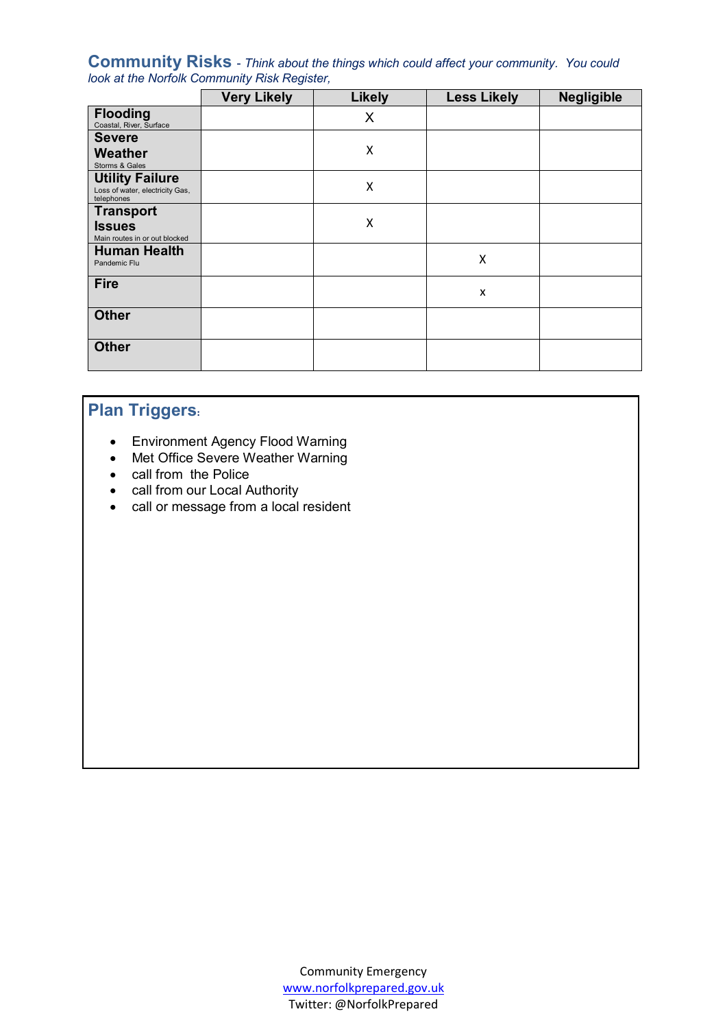## Community Risks - *Think about the things which could affect your community. You could look at the Norfolk Community Risk Register,*

| | Very Likely | Likely | Less Likely | Negligible |
|---|---|---|---|---|
| **Flooding** Coastal, River, Surface | | X | | |
| **Severe Weather** Storms & Gales | | X | | |
| **Utility Failure** Loss of water, electricity Gas, telephones | | X | | |
| **Transport Issues** Main routes in or out blocked | | X | | |
| **Human Health** Pandemic Flu | | | X | |
| **Fire** | | | x | |
| **Other** | | | | |
| **Other** | | | | |

## Plan Triggers:

- Environment Agency Flood Warning
- Met Office Severe Weather Warning
- call from the Police
- call from our Local Authority
- call or message from a local resident

Community Emergency
www.norfolkprepared.gov.uk
Twitter: @NorfolkPrepared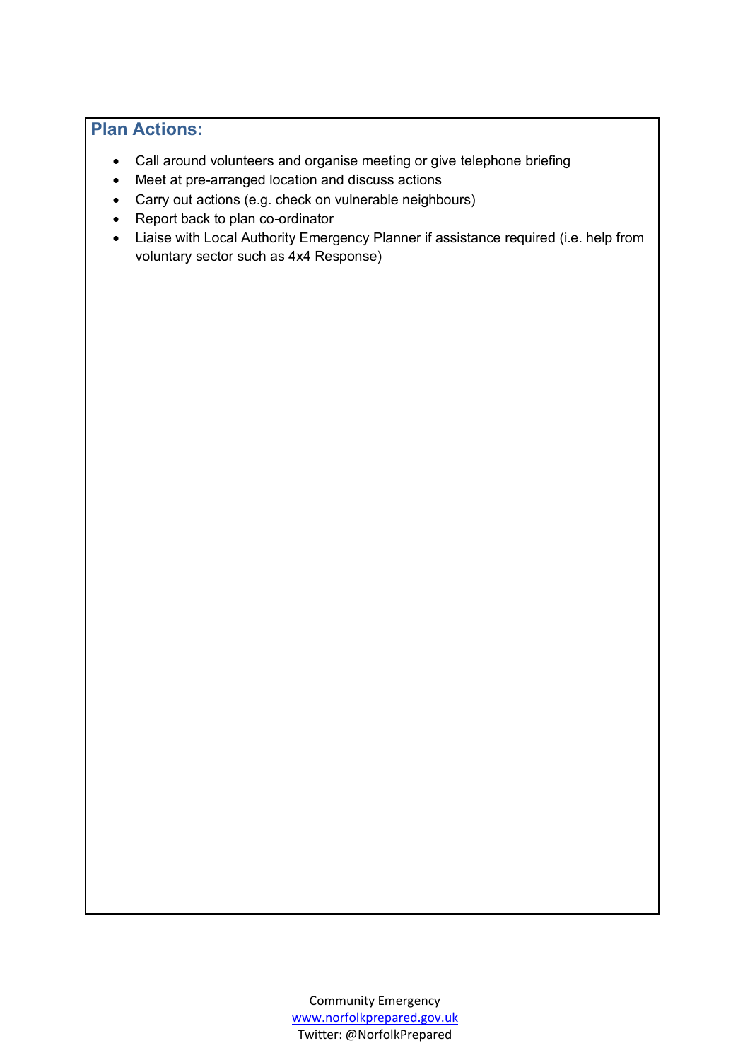## Plan Actions:

- Call around volunteers and organise meeting or give telephone briefing
- Meet at pre-arranged location and discuss actions
- Carry out actions (e.g. check on vulnerable neighbours)
- Report back to plan co-ordinator
- Liaise with Local Authority Emergency Planner if assistance required (i.e. help from voluntary sector such as 4x4 Response)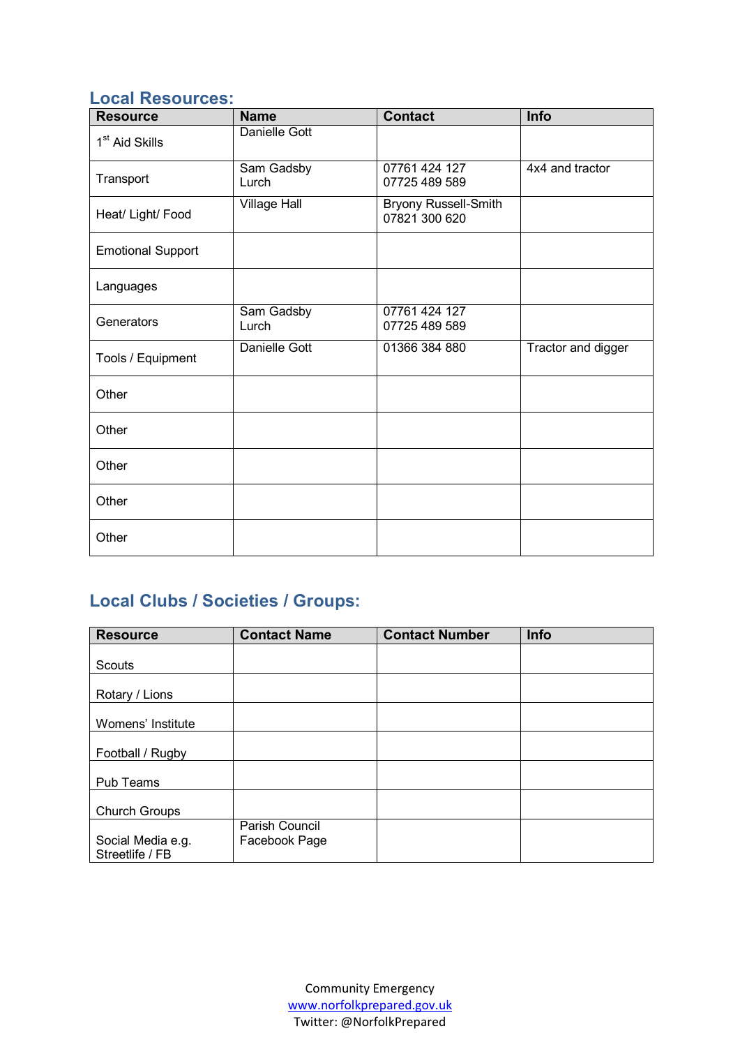## Local Resources:

| Resource | Name | Contact | Info |
|---|---|---|---|
| 1st Aid Skills | Danielle Gott | | |
| Transport | Sam Gadsby<br>Lurch | 07761 424 127<br>07725 489 589 | 4x4 and tractor |
| Heat/ Light/ Food | Village Hall | Bryony Russell-Smith<br>07821 300 620 | |
| Emotional Support | | | |
| Languages | | | |
| Generators | Sam Gadsby<br>Lurch | 07761 424 127<br>07725 489 589 | |
| Tools / Equipment | Danielle Gott | 01366 384 880 | Tractor and digger |
| Other | | | |
| Other | | | |
| Other | | | |
| Other | | | |
| Other | | | |

## Local Clubs / Societies / Groups:

| Resource | Contact Name | Contact Number | Info |
|---|---|---|---|
| Scouts | | | |
| Rotary / Lions | | | |
| Womens' Institute | | | |
| Football / Rugby | | | |
| Pub Teams | | | |
| Church Groups | | | |
| Social Media e.g. Streetlife / FB | Parish Council Facebook Page | | |

Community Emergency
www.norfolkprepared.gov.uk
Twitter: @NorfolkPrepared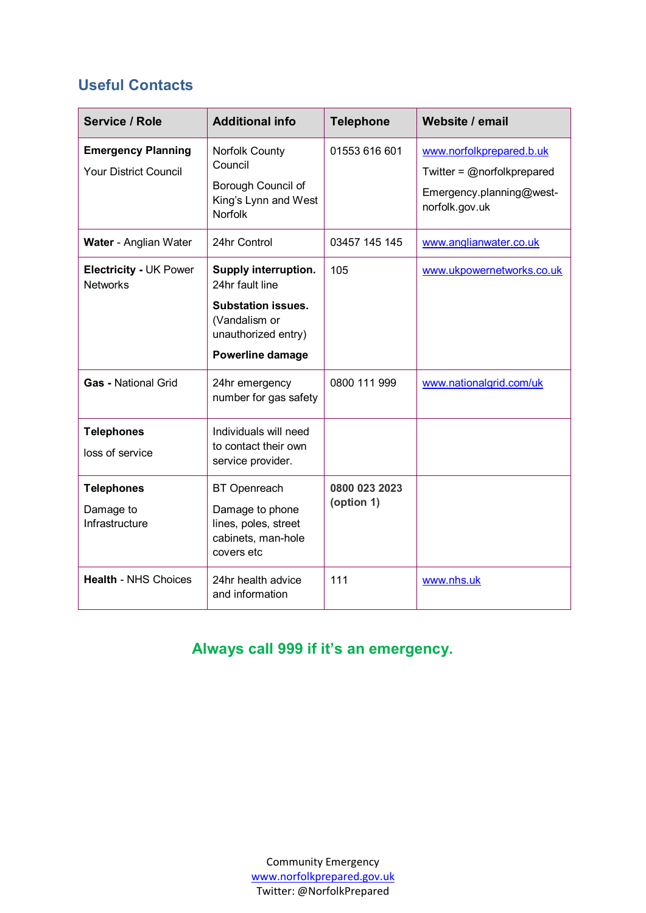## Useful Contacts

| Service / Role | Additional info | Telephone | Website / email |
|---|---|---|---|
| **Emergency Planning**<br>Your District Council | Norfolk County Council<br>Borough Council of King's Lynn and West Norfolk | 01553 616 601 | www.norfolkprepared.b.uk<br>Twitter = @norfolkprepared<br>Emergency.planning@west-norfolk.gov.uk |
| **Water** - Anglian Water | 24hr Control | 03457 145 145 | www.anglianwater.co.uk |
| **Electricity -** UK Power Networks | **Supply interruption.** 24hr fault line<br>**Substation issues.** (Vandalism or unauthorized entry)<br>**Powerline damage** | 105 | www.ukpowernetworks.co.uk |
| **Gas -** National Grid | 24hr emergency number for gas safety | 0800 111 999 | www.nationalgrid.com/uk |
| **Telephones**<br>loss of service | Individuals will need to contact their own service provider. | | |
| **Telephones**<br>Damage to Infrastructure | BT Openreach<br>Damage to phone lines, poles, street cabinets, man-hole covers etc | **0800 023 2023 (option 1)** | |
| **Health** - NHS Choices | 24hr health advice and information | 111 | www.nhs.uk |

**Always call 999 if it's an emergency.**

Community Emergency
www.norfolkprepared.gov.uk
Twitter: @NorfolkPrepared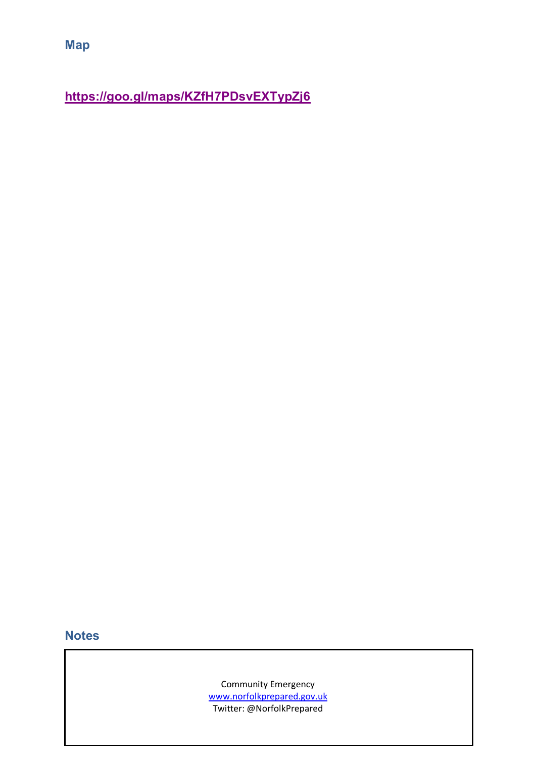## Map

**https://goo.gl/maps/KZfH7PDsvEXTypZj6**

## Notes

Community Emergency
www.norfolkprepared.gov.uk
Twitter: @NorfolkPrepared